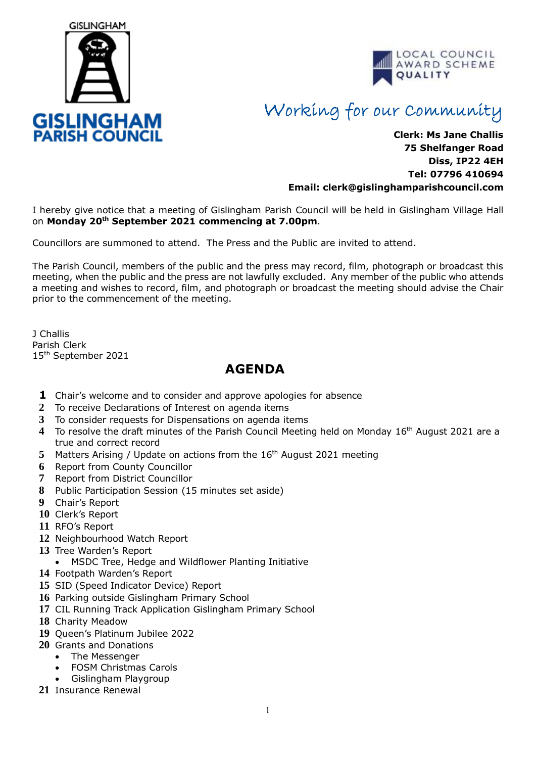GISLINGHAM

**GISLINGHAM PARISH COUNCIL**

LOCAL COUNCIL AWARD SCHEME QUALITY

*Working for our Community*

**Clerk: Ms Jane Challis**
**75 Shelfanger Road**
**Diss, IP22 4EH**
**Tel: 07796 410694**
**Email: clerk@gislinghamparishcouncil.com**

I hereby give notice that a meeting of Gislingham Parish Council will be held in Gislingham Village Hall on **Monday 20th September 2021 commencing at 7.00pm**.

Councillors are summoned to attend. The Press and the Public are invited to attend.

The Parish Council, members of the public and the press may record, film, photograph or broadcast this meeting, when the public and the press are not lawfully excluded. Any member of the public who attends a meeting and wishes to record, film, and photograph or broadcast the meeting should advise the Chair prior to the commencement of the meeting.

J Challis
Parish Clerk
15th September 2021

# AGENDA

1. Chair's welcome and to consider and approve apologies for absence
2. To receive Declarations of Interest on agenda items
3. To consider requests for Dispensations on agenda items
4. To resolve the draft minutes of the Parish Council Meeting held on Monday 16th August 2021 are a true and correct record
5. Matters Arising / Update on actions from the 16th August 2021 meeting
6. Report from County Councillor
7. Report from District Councillor
8. Public Participation Session (15 minutes set aside)
9. Chair's Report
10. Clerk's Report
11. RFO's Report
12. Neighbourhood Watch Report
13. Tree Warden's Report
    - MSDC Tree, Hedge and Wildflower Planting Initiative
14. Footpath Warden's Report
15. SID (Speed Indicator Device) Report
16. Parking outside Gislingham Primary School
17. CIL Running Track Application Gislingham Primary School
18. Charity Meadow
19. Queen's Platinum Jubilee 2022
20. Grants and Donations
    - The Messenger
    - FOSM Christmas Carols
    - Gislingham Playgroup
21. Insurance Renewal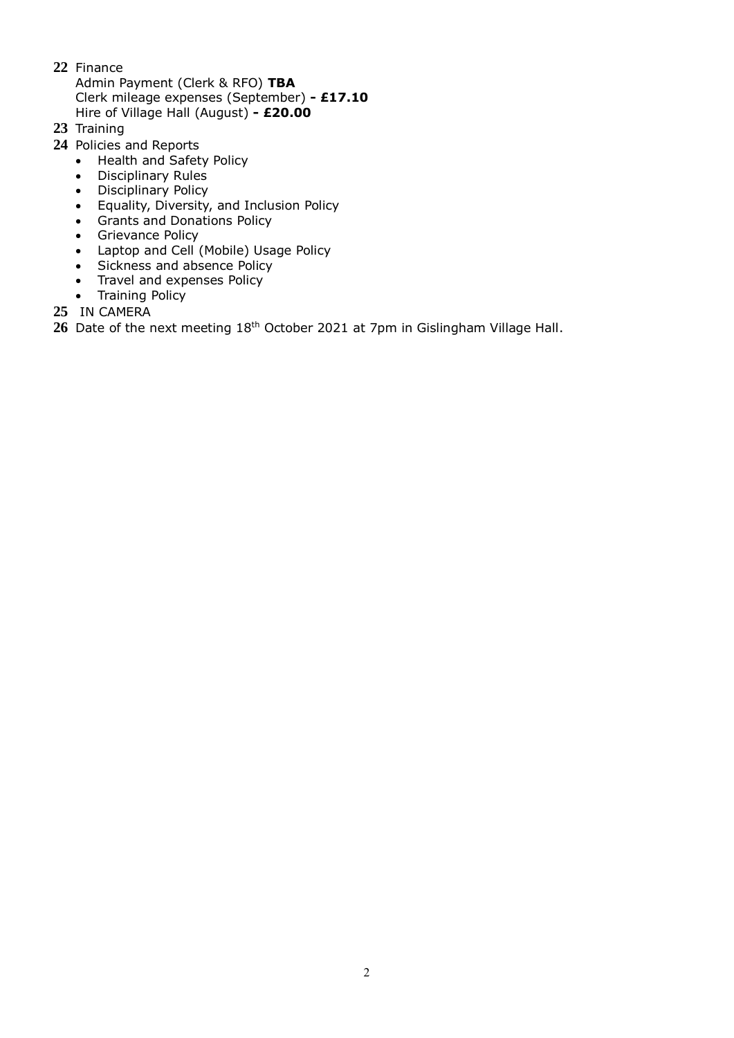**22** Finance

Admin Payment (Clerk & RFO) **TBA**
Clerk mileage expenses (September) **- £17.10**
Hire of Village Hall (August) **- £20.00**

**23** Training

**24** Policies and Reports

- Health and Safety Policy
- Disciplinary Rules
- Disciplinary Policy
- Equality, Diversity, and Inclusion Policy
- Grants and Donations Policy
- Grievance Policy
- Laptop and Cell (Mobile) Usage Policy
- Sickness and absence Policy
- Travel and expenses Policy
- Training Policy

**25** IN CAMERA

**26** Date of the next meeting 18th October 2021 at 7pm in Gislingham Village Hall.